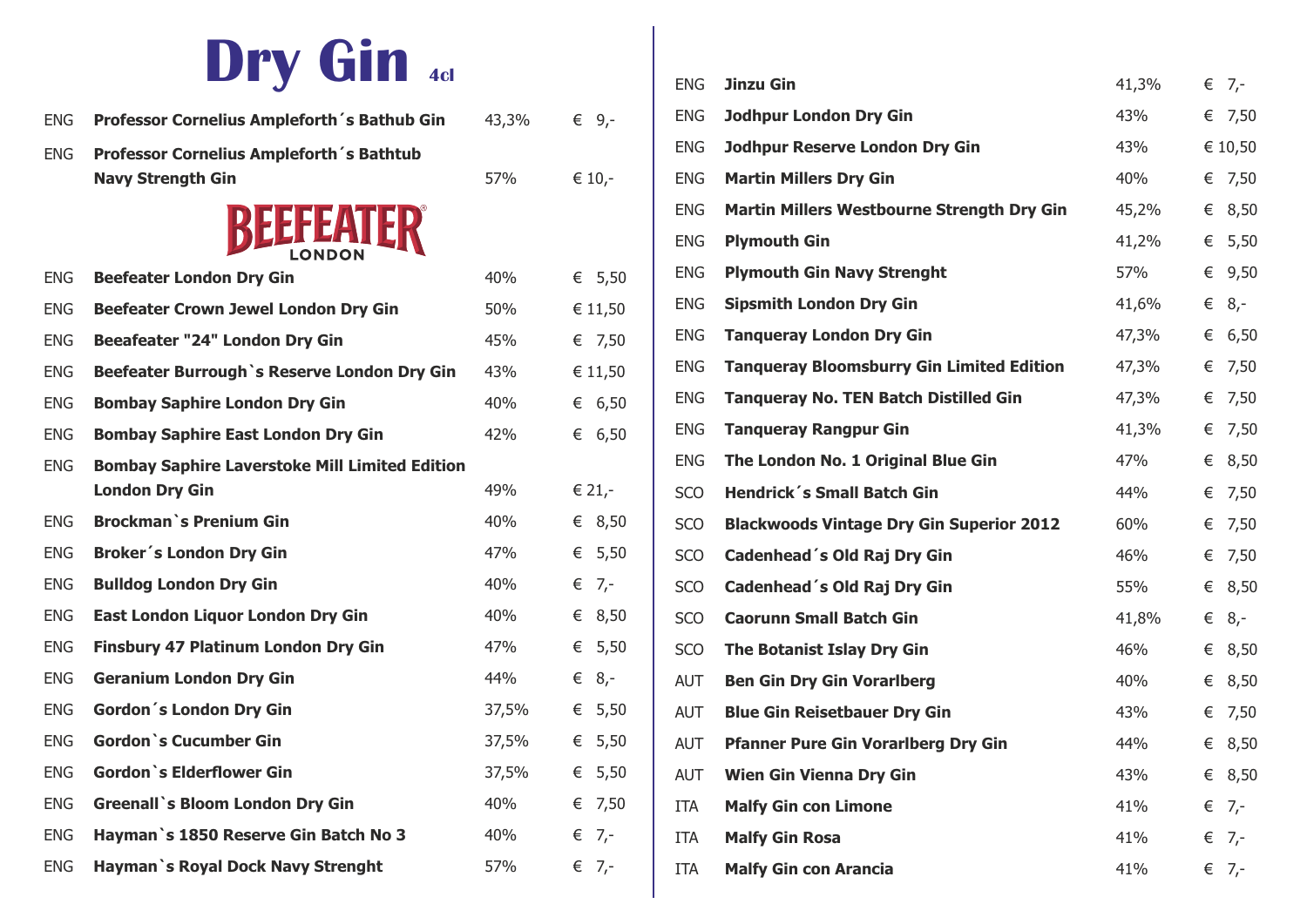# Dry Gin 4cl

| | | | |
|---|---|---|---|
| ENG | **Professor Cornelius Ampleforth´s Bathub Gin** | 43,3% | € 9,- |
| ENG | **Professor Cornelius Ampleforth´s Bathtub Navy Strength Gin** | 57% | € 10,- |

BEEFEATER LONDON

| | | | |
|---|---|---|---|
| ENG | **Beefeater London Dry Gin** | 40% | € 5,50 |
| ENG | **Beefeater Crown Jewel London Dry Gin** | 50% | € 11,50 |
| ENG | **Beeafeater "24" London Dry Gin** | 45% | € 7,50 |
| ENG | **Beefeater Burrough`s Reserve London Dry Gin** | 43% | € 11,50 |
| ENG | **Bombay Saphire London Dry Gin** | 40% | € 6,50 |
| ENG | **Bombay Saphire East London Dry Gin** | 42% | € 6,50 |
| ENG | **Bombay Saphire Laverstoke Mill Limited Edition London Dry Gin** | 49% | € 21,- |
| ENG | **Brockman`s Prenium Gin** | 40% | € 8,50 |
| ENG | **Broker´s London Dry Gin** | 47% | € 5,50 |
| ENG | **Bulldog London Dry Gin** | 40% | € 7,- |
| ENG | **East London Liquor London Dry Gin** | 40% | € 8,50 |
| ENG | **Finsbury 47 Platinum London Dry Gin** | 47% | € 5,50 |
| ENG | **Geranium London Dry Gin** | 44% | € 8,- |
| ENG | **Gordon´s London Dry Gin** | 37,5% | € 5,50 |
| ENG | **Gordon`s Cucumber Gin** | 37,5% | € 5,50 |
| ENG | **Gordon`s Elderflower Gin** | 37,5% | € 5,50 |
| ENG | **Greenall`s Bloom London Dry Gin** | 40% | € 7,50 |
| ENG | **Hayman`s 1850 Reserve Gin Batch No 3** | 40% | € 7,- |
| ENG | **Hayman`s Royal Dock Navy Strenght** | 57% | € 7,- |
| ENG | **Jinzu Gin** | 41,3% | € 7,- |
| ENG | **Jodhpur London Dry Gin** | 43% | € 7,50 |
| ENG | **Jodhpur Reserve London Dry Gin** | 43% | € 10,50 |
| ENG | **Martin Millers Dry Gin** | 40% | € 7,50 |
| ENG | **Martin Millers Westbourne Strength Dry Gin** | 45,2% | € 8,50 |
| ENG | **Plymouth Gin** | 41,2% | € 5,50 |
| ENG | **Plymouth Gin Navy Strenght** | 57% | € 9,50 |
| ENG | **Sipsmith London Dry Gin** | 41,6% | € 8,- |
| ENG | **Tanqueray London Dry Gin** | 47,3% | € 6,50 |
| ENG | **Tanqueray Bloomsburry Gin Limited Edition** | 47,3% | € 7,50 |
| ENG | **Tanqueray No. TEN Batch Distilled Gin** | 47,3% | € 7,50 |
| ENG | **Tanqueray Rangpur Gin** | 41,3% | € 7,50 |
| ENG | **The London No. 1 Original Blue Gin** | 47% | € 8,50 |
| SCO | **Hendrick´s Small Batch Gin** | 44% | € 7,50 |
| SCO | **Blackwoods Vintage Dry Gin Superior 2012** | 60% | € 7,50 |
| SCO | **Cadenhead´s Old Raj Dry Gin** | 46% | € 7,50 |
| SCO | **Cadenhead´s Old Raj Dry Gin** | 55% | € 8,50 |
| SCO | **Caorunn Small Batch Gin** | 41,8% | € 8,- |
| SCO | **The Botanist Islay Dry Gin** | 46% | € 8,50 |
| AUT | **Ben Gin Dry Gin Vorarlberg** | 40% | € 8,50 |
| AUT | **Blue Gin Reisetbauer Dry Gin** | 43% | € 7,50 |
| AUT | **Pfanner Pure Gin Vorarlberg Dry Gin** | 44% | € 8,50 |
| AUT | **Wien Gin Vienna Dry Gin** | 43% | € 8,50 |
| ITA | **Malfy Gin con Limone** | 41% | € 7,- |
| ITA | **Malfy Gin Rosa** | 41% | € 7,- |
| ITA | **Malfy Gin con Arancia** | 41% | € 7,- |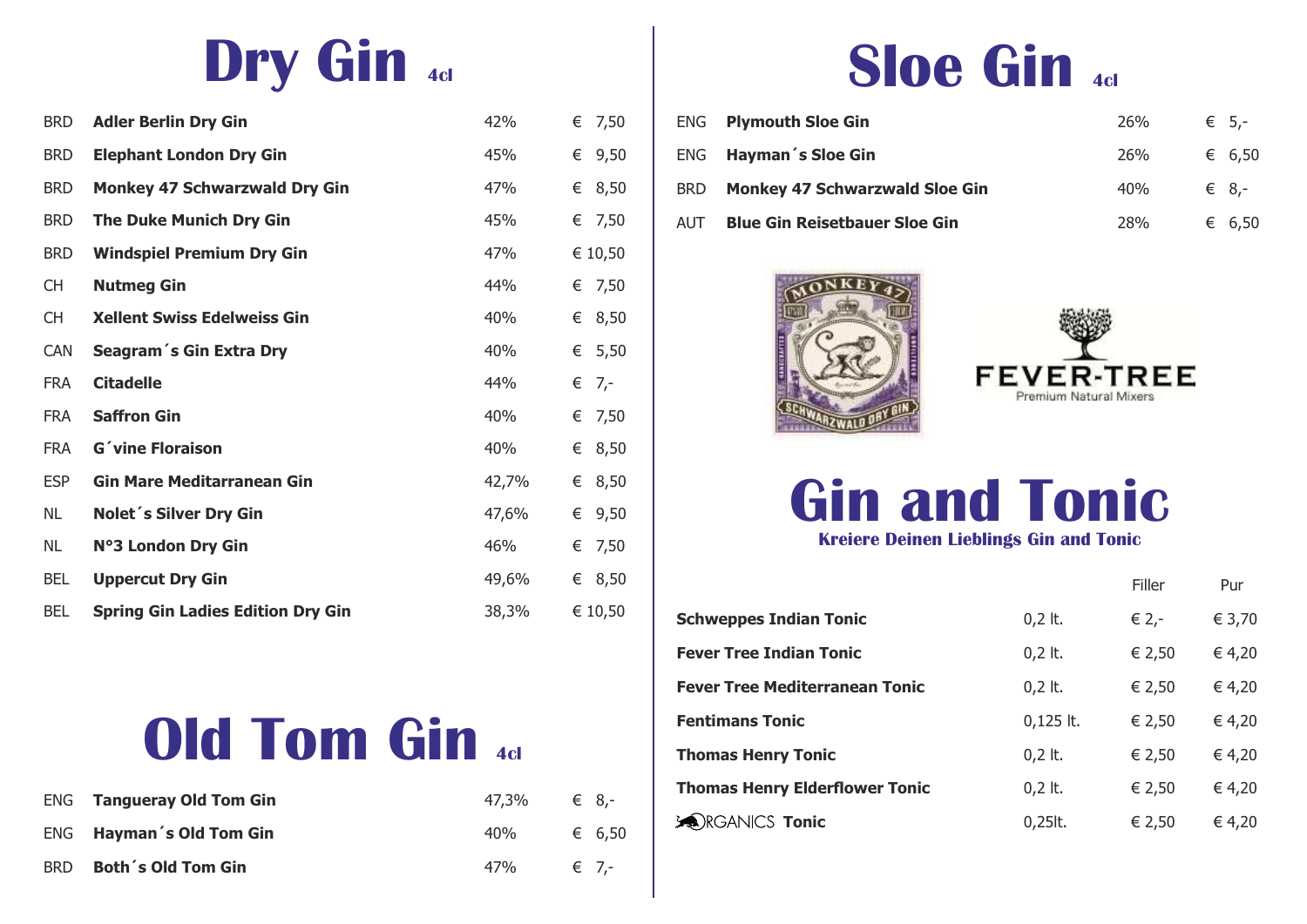# Dry Gin 4cl

| | | | |
|---|---|---|---|
| BRD | **Adler Berlin Dry Gin** | 42% | € 7,50 |
| BRD | **Elephant London Dry Gin** | 45% | € 9,50 |
| BRD | **Monkey 47 Schwarzwald Dry Gin** | 47% | € 8,50 |
| BRD | **The Duke Munich Dry Gin** | 45% | € 7,50 |
| BRD | **Windspiel Premium Dry Gin** | 47% | € 10,50 |
| CH | **Nutmeg Gin** | 44% | € 7,50 |
| CH | **Xellent Swiss Edelweiss Gin** | 40% | € 8,50 |
| CAN | **Seagram´s Gin Extra Dry** | 40% | € 5,50 |
| FRA | **Citadelle** | 44% | € 7,- |
| FRA | **Saffron Gin** | 40% | € 7,50 |
| FRA | **G´vine Floraison** | 40% | € 8,50 |
| ESP | **Gin Mare Meditarranean Gin** | 42,7% | € 8,50 |
| NL | **Nolet´s Silver Dry Gin** | 47,6% | € 9,50 |
| NL | **N°3 London Dry Gin** | 46% | € 7,50 |
| BEL | **Uppercut Dry Gin** | 49,6% | € 8,50 |
| BEL | **Spring Gin Ladies Edition Dry Gin** | 38,3% | € 10,50 |

# Old Tom Gin 4cl

| | | | |
|---|---|---|---|
| ENG | **Tangueray Old Tom Gin** | 47,3% | € 8,- |
| ENG | **Hayman´s Old Tom Gin** | 40% | € 6,50 |
| BRD | **Both´s Old Tom Gin** | 47% | € 7,- |

# Sloe Gin 4cl

| | | | |
|---|---|---|---|
| ENG | **Plymouth Sloe Gin** | 26% | € 5,- |
| ENG | **Hayman´s Sloe Gin** | 26% | € 6,50 |
| BRD | **Monkey 47 Schwarzwald Sloe Gin** | 40% | € 8,- |
| AUT | **Blue Gin Reisetbauer Sloe Gin** | 28% | € 6,50 |

# Gin and Tonic

**Kreiere Deinen Lieblings Gin and Tonic**

| | | Filler | Pur |
|---|---|---|---|
| **Schweppes Indian Tonic** | 0,2 lt. | € 2,- | € 3,70 |
| **Fever Tree Indian Tonic** | 0,2 lt. | € 2,50 | € 4,20 |
| **Fever Tree Mediterranean Tonic** | 0,2 lt. | € 2,50 | € 4,20 |
| **Fentimans Tonic** | 0,125 lt. | € 2,50 | € 4,20 |
| **Thomas Henry Tonic** | 0,2 lt. | € 2,50 | € 4,20 |
| **Thomas Henry Elderflower Tonic** | 0,2 lt. | € 2,50 | € 4,20 |
| ORGANICS **Tonic** | 0,25lt. | € 2,50 | € 4,20 |